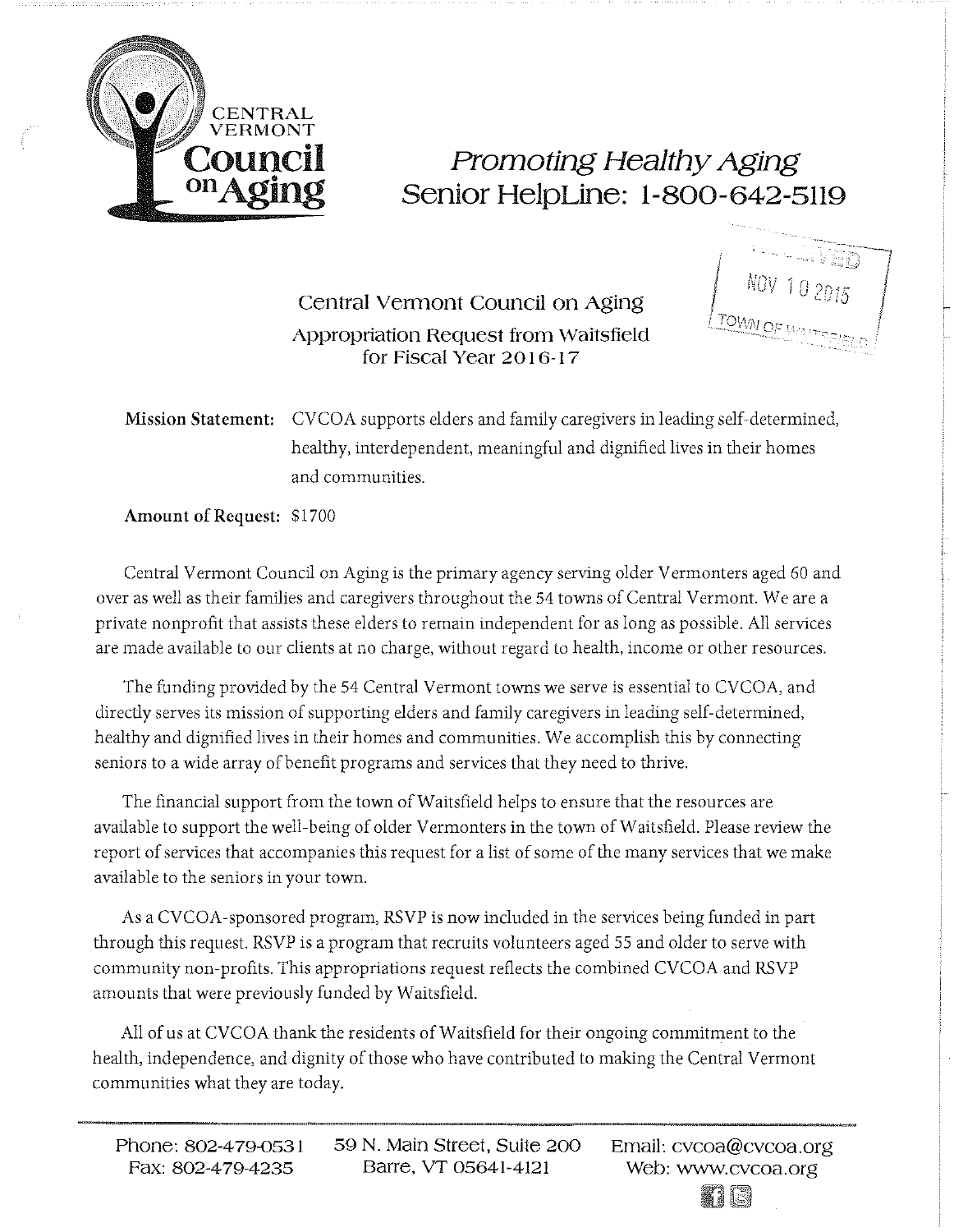# CENTRAL VERMONT Council on Aging

## *Promoting Healthy Aging*
## Senior HelpLine: 1-800-642-5119

RECEIVED
NOV 10 2015
TOWN OF WAITSFIELD

### Central Vermont Council on Aging
### Appropriation Request from Waitsfield for Fiscal Year 2016-17

**Mission Statement:** CVCOA supports elders and family caregivers in leading self-determined, healthy, interdependent, meaningful and dignified lives in their homes and communities.

**Amount of Request:** $1700

Central Vermont Council on Aging is the primary agency serving older Vermonters aged 60 and over as well as their families and caregivers throughout the 54 towns of Central Vermont. We are a private nonprofit that assists these elders to remain independent for as long as possible. All services are made available to our clients at no charge, without regard to health, income or other resources.

The funding provided by the 54 Central Vermont towns we serve is essential to CVCOA, and directly serves its mission of supporting elders and family caregivers in leading self-determined, healthy and dignified lives in their homes and communities. We accomplish this by connecting seniors to a wide array of benefit programs and services that they need to thrive.

The financial support from the town of Waitsfield helps to ensure that the resources are available to support the well-being of older Vermonters in the town of Waitsfield. Please review the report of services that accompanies this request for a list of some of the many services that we make available to the seniors in your town.

As a CVCOA-sponsored program, RSVP is now included in the services being funded in part through this request. RSVP is a program that recruits volunteers aged 55 and older to serve with community non-profits. This appropriations request reflects the combined CVCOA and RSVP amounts that were previously funded by Waitsfield.

All of us at CVCOA thank the residents of Waitsfield for their ongoing commitment to the health, independence, and dignity of those who have contributed to making the Central Vermont communities what they are today.

---

Phone: 802-479-0531
Fax: 802-479-4235

59 N. Main Street, Suite 200
Barre, VT 05641-4121

Email: cvcoa@cvcoa.org
Web: www.cvcoa.org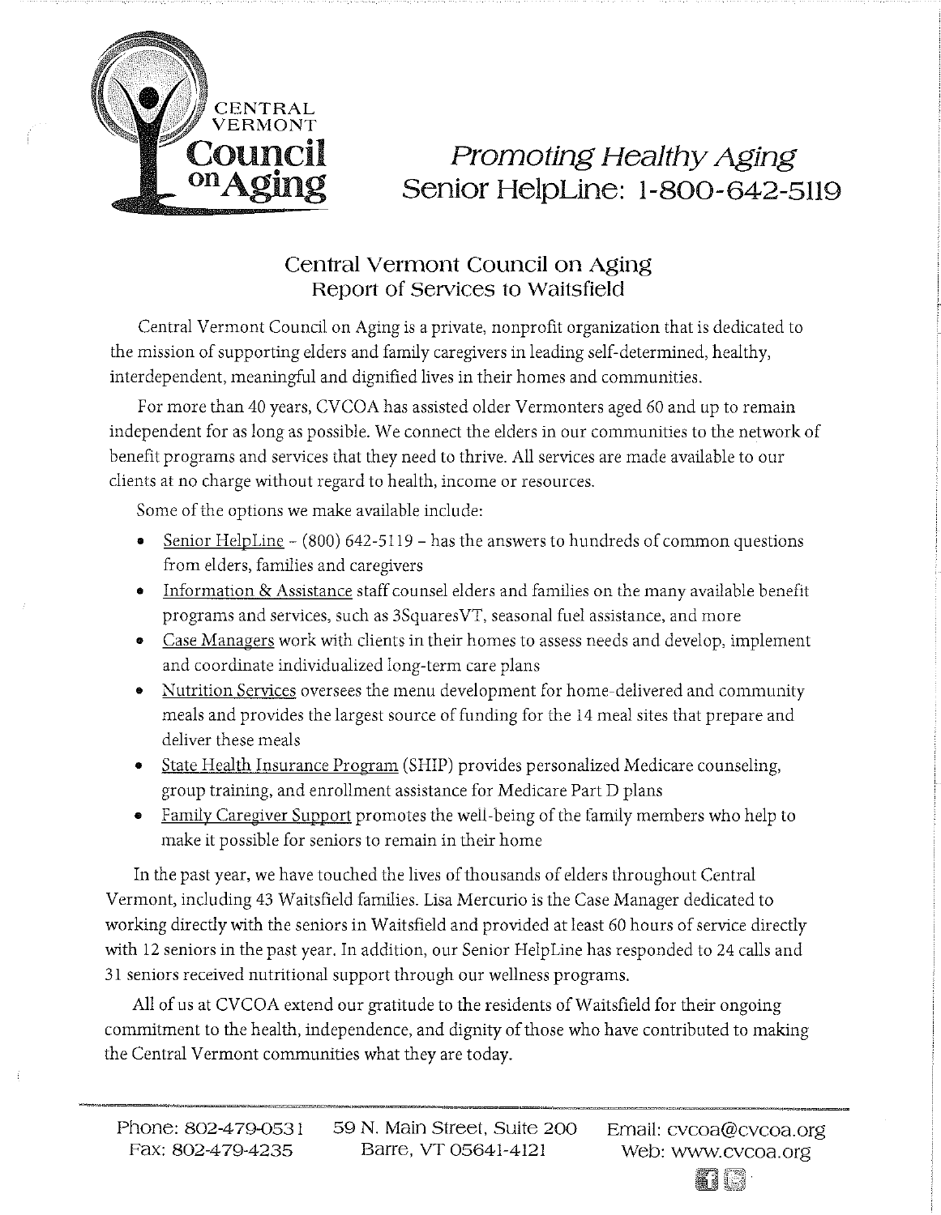CENTRAL VERMONT

**Council on Aging**

*Promoting Healthy Aging*

Senior HelpLine: 1-800-642-5119

## Central Vermont Council on Aging
## Report of Services to Waitsfield

Central Vermont Council on Aging is a private, nonprofit organization that is dedicated to the mission of supporting elders and family caregivers in leading self-determined, healthy, interdependent, meaningful and dignified lives in their homes and communities.

For more than 40 years, CVCOA has assisted older Vermonters aged 60 and up to remain independent for as long as possible. We connect the elders in our communities to the network of benefit programs and services that they need to thrive. All services are made available to our clients at no charge without regard to health, income or resources.

Some of the options we make available include:

- Senior HelpLine – (800) 642-5119 – has the answers to hundreds of common questions from elders, families and caregivers
- Information & Assistance staff counsel elders and families on the many available benefit programs and services, such as 3SquaresVT, seasonal fuel assistance, and more
- Case Managers work with clients in their homes to assess needs and develop, implement and coordinate individualized long-term care plans
- Nutrition Services oversees the menu development for home-delivered and community meals and provides the largest source of funding for the 14 meal sites that prepare and deliver these meals
- State Health Insurance Program (SHIP) provides personalized Medicare counseling, group training, and enrollment assistance for Medicare Part D plans
- Family Caregiver Support promotes the well-being of the family members who help to make it possible for seniors to remain in their home

In the past year, we have touched the lives of thousands of elders throughout Central Vermont, including 43 Waitsfield families. Lisa Mercurio is the Case Manager dedicated to working directly with the seniors in Waitsfield and provided at least 60 hours of service directly with 12 seniors in the past year. In addition, our Senior HelpLine has responded to 24 calls and 31 seniors received nutritional support through our wellness programs.

All of us at CVCOA extend our gratitude to the residents of Waitsfield for their ongoing commitment to the health, independence, and dignity of those who have contributed to making the Central Vermont communities what they are today.

Phone: 802-479-0531
Fax: 802-479-4235

59 N. Main Street, Suite 200
Barre, VT 05641-4121

Email: cvcoa@cvcoa.org
Web: www.cvcoa.org